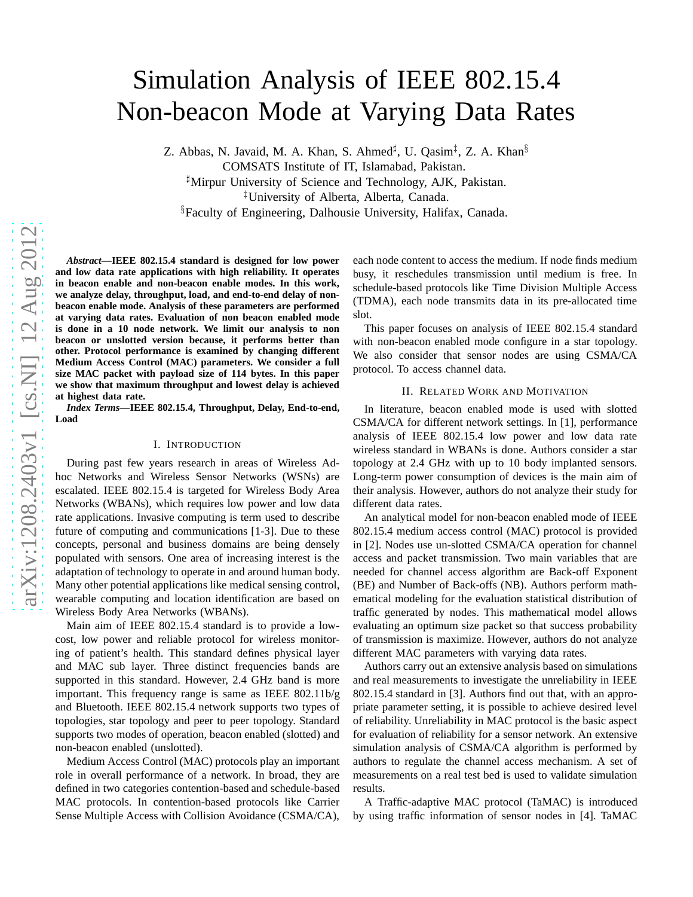# Simulation Analysis of IEEE 802.15.4 Non-beacon Mode at Varying Data Rates

Z. Abbas, N. Javaid, M. A. Khan, S. Ahmed[♯], U. Qasim[‡], Z. A. Khan[§]
COMSATS Institute of IT, Islamabad, Pakistan.
[♯]Mirpur University of Science and Technology, AJK, Pakistan.
[‡]University of Alberta, Alberta, Canada.
[§]Faculty of Engineering, Dalhousie University, Halifax, Canada.

***Abstract*—IEEE 802.15.4 standard is designed for low power and low data rate applications with high reliability. It operates in beacon enable and non-beacon enable modes. In this work, we analyze delay, throughput, load, and end-to-end delay of non-beacon enable mode. Analysis of these parameters are performed at varying data rates. Evaluation of non beacon enabled mode is done in a 10 node network. We limit our analysis to non beacon or unslotted version because, it performs better than other. Protocol performance is examined by changing different Medium Access Control (MAC) parameters. We consider a full size MAC packet with payload size of 114 bytes. In this paper we show that maximum throughput and lowest delay is achieved at highest data rate.**

***Index Terms*—IEEE 802.15.4, Throughput, Delay, End-to-end, Load**

## I. Introduction

During past few years research in areas of Wireless Ad-hoc Networks and Wireless Sensor Networks (WSNs) are escalated. IEEE 802.15.4 is targeted for Wireless Body Area Networks (WBANs), which requires low power and low data rate applications. Invasive computing is term used to describe future of computing and communications [1-3]. Due to these concepts, personal and business domains are being densely populated with sensors. One area of increasing interest is the adaptation of technology to operate in and around human body. Many other potential applications like medical sensing control, wearable computing and location identification are based on Wireless Body Area Networks (WBANs).

Main aim of IEEE 802.15.4 standard is to provide a low-cost, low power and reliable protocol for wireless monitoring of patient's health. This standard defines physical layer and MAC sub layer. Three distinct frequencies bands are supported in this standard. However, 2.4 GHz band is more important. This frequency range is same as IEEE 802.11b/g and Bluetooth. IEEE 802.15.4 network supports two types of topologies, star topology and peer to peer topology. Standard supports two modes of operation, beacon enabled (slotted) and non-beacon enabled (unslotted).

Medium Access Control (MAC) protocols play an important role in overall performance of a network. In broad, they are defined in two categories contention-based and schedule-based MAC protocols. In contention-based protocols like Carrier Sense Multiple Access with Collision Avoidance (CSMA/CA), each node content to access the medium. If node finds medium busy, it reschedules transmission until medium is free. In schedule-based protocols like Time Division Multiple Access (TDMA), each node transmits data in its pre-allocated time slot.

This paper focuses on analysis of IEEE 802.15.4 standard with non-beacon enabled mode configure in a star topology. We also consider that sensor nodes are using CSMA/CA protocol. To access channel data.

## II. Related Work and Motivation

In literature, beacon enabled mode is used with slotted CSMA/CA for different network settings. In [1], performance analysis of IEEE 802.15.4 low power and low data rate wireless standard in WBANs is done. Authors consider a star topology at 2.4 GHz with up to 10 body implanted sensors. Long-term power consumption of devices is the main aim of their analysis. However, authors do not analyze their study for different data rates.

An analytical model for non-beacon enabled mode of IEEE 802.15.4 medium access control (MAC) protocol is provided in [2]. Nodes use un-slotted CSMA/CA operation for channel access and packet transmission. Two main variables that are needed for channel access algorithm are Back-off Exponent (BE) and Number of Back-offs (NB). Authors perform mathematical modeling for the evaluation statistical distribution of traffic generated by nodes. This mathematical model allows evaluating an optimum size packet so that success probability of transmission is maximize. However, authors do not analyze different MAC parameters with varying data rates.

Authors carry out an extensive analysis based on simulations and real measurements to investigate the unreliability in IEEE 802.15.4 standard in [3]. Authors find out that, with an appropriate parameter setting, it is possible to achieve desired level of reliability. Unreliability in MAC protocol is the basic aspect for evaluation of reliability for a sensor network. An extensive simulation analysis of CSMA/CA algorithm is performed by authors to regulate the channel access mechanism. A set of measurements on a real test bed is used to validate simulation results.

A Traffic-adaptive MAC protocol (TaMAC) is introduced by using traffic information of sensor nodes in [4]. TaMAC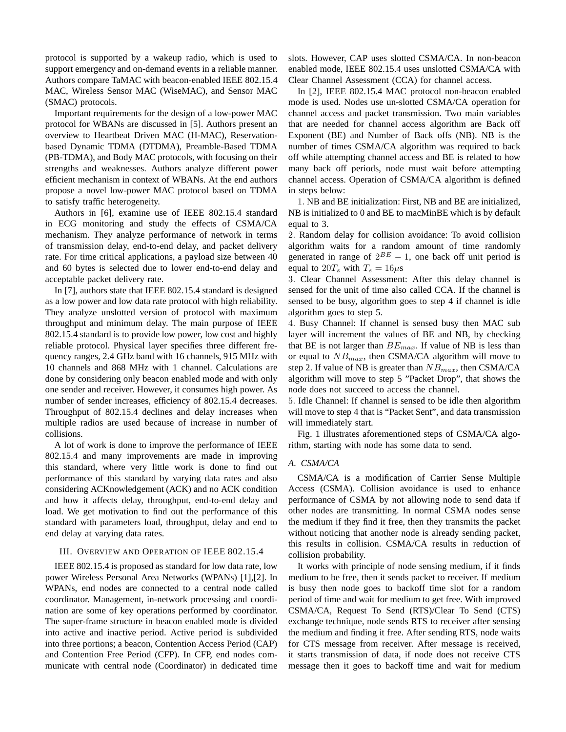protocol is supported by a wakeup radio, which is used to support emergency and on-demand events in a reliable manner. Authors compare TaMAC with beacon-enabled IEEE 802.15.4 MAC, Wireless Sensor MAC (WiseMAC), and Sensor MAC (SMAC) protocols.

Important requirements for the design of a low-power MAC protocol for WBANs are discussed in [5]. Authors present an overview to Heartbeat Driven MAC (H-MAC), Reservation-based Dynamic TDMA (DTDMA), Preamble-Based TDMA (PB-TDMA), and Body MAC protocols, with focusing on their strengths and weaknesses. Authors analyze different power efficient mechanism in context of WBANs. At the end authors propose a novel low-power MAC protocol based on TDMA to satisfy traffic heterogeneity.

Authors in [6], examine use of IEEE 802.15.4 standard in ECG monitoring and study the effects of CSMA/CA mechanism. They analyze performance of network in terms of transmission delay, end-to-end delay, and packet delivery rate. For time critical applications, a payload size between 40 and 60 bytes is selected due to lower end-to-end delay and acceptable packet delivery rate.

In [7], authors state that IEEE 802.15.4 standard is designed as a low power and low data rate protocol with high reliability. They analyze unslotted version of protocol with maximum throughput and minimum delay. The main purpose of IEEE 802.15.4 standard is to provide low power, low cost and highly reliable protocol. Physical layer specifies three different frequency ranges, 2.4 GHz band with 16 channels, 915 MHz with 10 channels and 868 MHz with 1 channel. Calculations are done by considering only beacon enabled mode and with only one sender and receiver. However, it consumes high power. As number of sender increases, efficiency of 802.15.4 decreases. Throughput of 802.15.4 declines and delay increases when multiple radios are used because of increase in number of collisions.

A lot of work is done to improve the performance of IEEE 802.15.4 and many improvements are made in improving this standard, where very little work is done to find out performance of this standard by varying data rates and also considering ACKnowledgement (ACK) and no ACK condition and how it affects delay, throughput, end-to-end delay and load. We get motivation to find out the performance of this standard with parameters load, throughput, delay and end to end delay at varying data rates.

## III. Overview and Operation of IEEE 802.15.4

IEEE 802.15.4 is proposed as standard for low data rate, low power Wireless Personal Area Networks (WPANs) [1],[2]. In WPANs, end nodes are connected to a central node called coordinator. Management, in-network processing and coordination are some of key operations performed by coordinator. The super-frame structure in beacon enabled mode is divided into active and inactive period. Active period is subdivided into three portions; a beacon, Contention Access Period (CAP) and Contention Free Period (CFP). In CFP, end nodes communicate with central node (Coordinator) in dedicated time slots. However, CAP uses slotted CSMA/CA. In non-beacon enabled mode, IEEE 802.15.4 uses unslotted CSMA/CA with Clear Channel Assessment (CCA) for channel access.

In [2], IEEE 802.15.4 MAC protocol non-beacon enabled mode is used. Nodes use un-slotted CSMA/CA operation for channel access and packet transmission. Two main variables that are needed for channel access algorithm are Back off Exponent (BE) and Number of Back offs (NB). NB is the number of times CSMA/CA algorithm was required to back off while attempting channel access and BE is related to how many back off periods, node must wait before attempting channel access. Operation of CSMA/CA algorithm is defined in steps below:

1. NB and BE initialization: First, NB and BE are initialized, NB is initialized to 0 and BE to macMinBE which is by default equal to 3.

2. Random delay for collision avoidance: To avoid collision algorithm waits for a random amount of time randomly generated in range of $2^{BE} - 1$, one back off unit period is equal to $20T_s$ with $T_s = 16\mu$s

3. Clear Channel Assessment: After this delay channel is sensed for the unit of time also called CCA. If the channel is sensed to be busy, algorithm goes to step 4 if channel is idle algorithm goes to step 5.

4. Busy Channel: If channel is sensed busy then MAC sub layer will increment the values of BE and NB, by checking that BE is not larger than $BE_{max}$. If value of NB is less than or equal to $NB_{max}$, then CSMA/CA algorithm will move to step 2. If value of NB is greater than $NB_{max}$, then CSMA/CA algorithm will move to step 5 "Packet Drop", that shows the node does not succeed to access the channel.

5. Idle Channel: If channel is sensed to be idle then algorithm will move to step 4 that is "Packet Sent", and data transmission will immediately start.

Fig. 1 illustrates aforementioned steps of CSMA/CA algorithm, starting with node has some data to send.

### A. CSMA/CA

CSMA/CA is a modification of Carrier Sense Multiple Access (CSMA). Collision avoidance is used to enhance performance of CSMA by not allowing node to send data if other nodes are transmitting. In normal CSMA nodes sense the medium if they find it free, then they transmits the packet without noticing that another node is already sending packet, this results in collision. CSMA/CA results in reduction of collision probability.

It works with principle of node sensing medium, if it finds medium to be free, then it sends packet to receiver. If medium is busy then node goes to backoff time slot for a random period of time and wait for medium to get free. With improved CSMA/CA, Request To Send (RTS)/Clear To Send (CTS) exchange technique, node sends RTS to receiver after sensing the medium and finding it free. After sending RTS, node waits for CTS message from receiver. After message is received, it starts transmission of data, if node does not receive CTS message then it goes to backoff time and wait for medium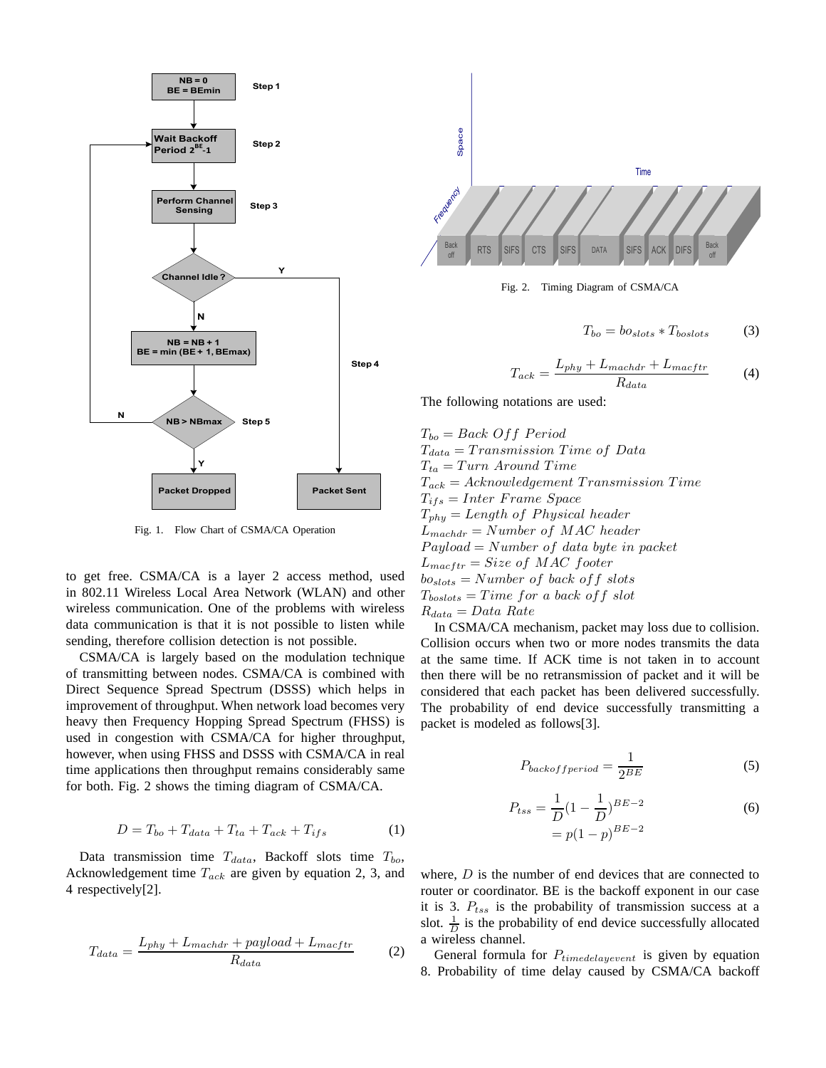Fig. 1. Flow Chart of CSMA/CA Operation

to get free. CSMA/CA is a layer 2 access method, used in 802.11 Wireless Local Area Network (WLAN) and other wireless communication. One of the problems with wireless data communication is that it is not possible to listen while sending, therefore collision detection is not possible.

CSMA/CA is largely based on the modulation technique of transmitting between nodes. CSMA/CA is combined with Direct Sequence Spread Spectrum (DSSS) which helps in improvement of throughput. When network load becomes very heavy then Frequency Hopping Spread Spectrum (FHSS) is used in congestion with CSMA/CA for higher throughput, however, when using FHSS and DSSS with CSMA/CA in real time applications then throughput remains considerably same for both. Fig. 2 shows the timing diagram of CSMA/CA.

$$D = T_{bo} + T_{data} + T_{ta} + T_{ack} + T_{ifs} \tag{1}$$

Data transmission time $T_{data}$, Backoff slots time $T_{bo}$, Acknowledgement time $T_{ack}$ are given by equation 2, 3, and 4 respectively[2].

$$T_{data} = \frac{L_{phy} + L_{machdr} + payload + L_{macftr}}{R_{data}} \tag{2}$$

Fig. 2. Timing Diagram of CSMA/CA

$$T_{bo} = bo_{slots} * T_{boslots} \tag{3}$$

$$T_{ack} = \frac{L_{phy} + L_{machdr} + L_{macftr}}{R_{data}} \tag{4}$$

The following notations are used:

$T_{bo} = Back\ Off\ Period$
$T_{data} = Transmission\ Time\ of\ Data$
$T_{ta} = Turn\ Around\ Time$
$T_{ack} = Acknowledgement\ Transmission\ Time$
$T_{ifs} = Inter\ Frame\ Space$
$T_{phy} = Length\ of\ Physical\ header$
$L_{machdr} = Number\ of\ MAC\ header$
$Payload = Number\ of\ data\ byte\ in\ packet$
$L_{macftr} = Size\ of\ MAC\ footer$
$bo_{slots} = Number\ of\ back\ off\ slots$
$T_{boslots} = Time\ for\ a\ back\ off\ slot$
$R_{data} = Data\ Rate$

In CSMA/CA mechanism, packet may loss due to collision. Collision occurs when two or more nodes transmits the data at the same time. If ACK time is not taken in to account then there will be no retransmission of packet and it will be considered that each packet has been delivered successfully. The probability of end device successfully transmitting a packet is modeled as follows[3].

$$P_{backoffperiod} = \frac{1}{2^{BE}} \tag{5}$$

$$P_{tss} = \frac{1}{D}\left(1 - \frac{1}{D}\right)^{BE-2} = p(1-p)^{BE-2} \tag{6}$$

where, $D$ is the number of end devices that are connected to router or coordinator. BE is the backoff exponent in our case it is 3. $P_{tss}$ is the probability of transmission success at a slot. $\frac{1}{D}$ is the probability of end device successfully allocated a wireless channel.

General formula for $P_{timedelayevent}$ is given by equation 8. Probability of time delay caused by CSMA/CA backoff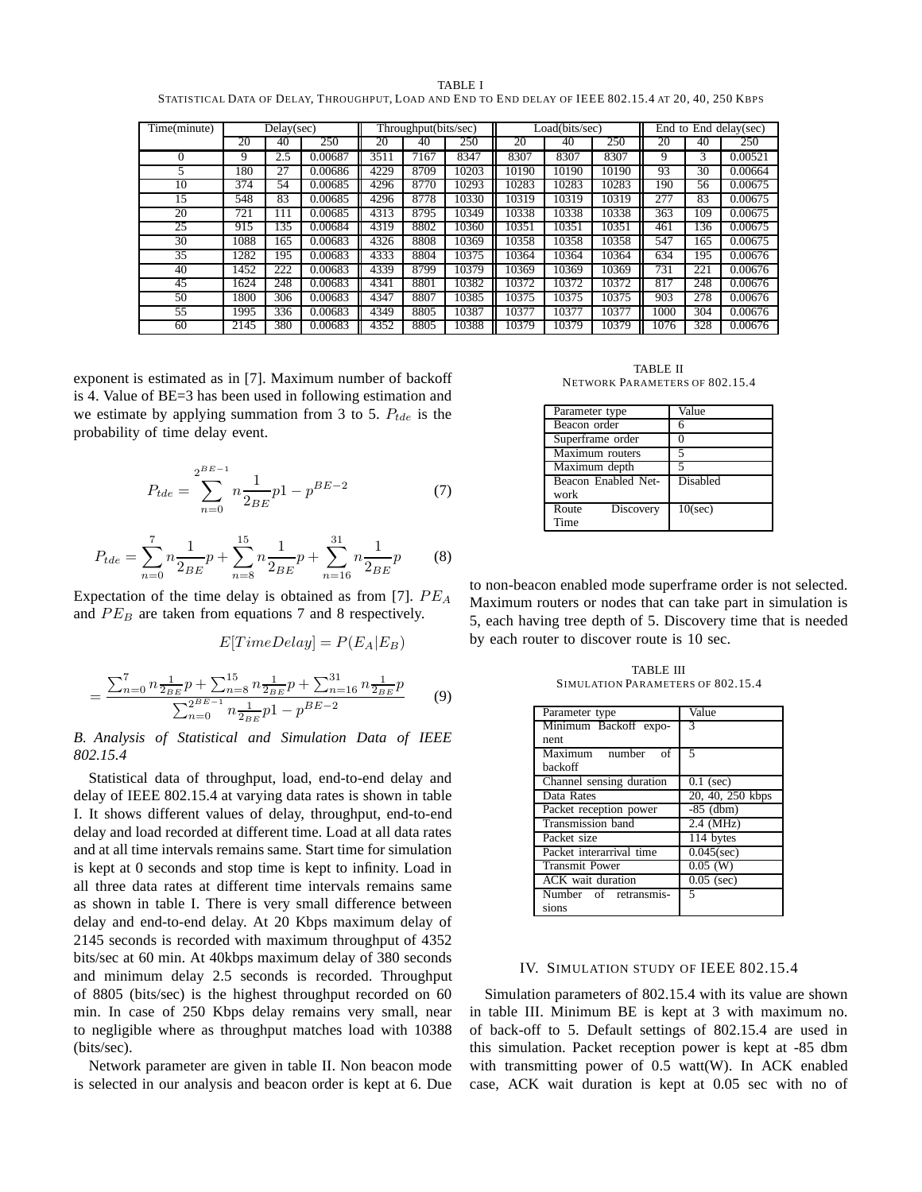TABLE I
STATISTICAL DATA OF DELAY, THROUGHPUT, LOAD AND END TO END DELAY OF IEEE 802.15.4 AT 20, 40, 250 KBPS

| Time(minute) | Delay(sec) | | | Throughput(bits/sec) | | | Load(bits/sec) | | | End to End delay(sec) | | |
|---|---|---|---|---|---|---|---|---|---|---|---|---|
| | 20 | 40 | 250 | 20 | 40 | 250 | 20 | 40 | 250 | 20 | 40 | 250 |
| 0 | 9 | 2.5 | 0.00687 | 3511 | 7167 | 8347 | 8307 | 8307 | 8307 | 9 | 3 | 0.00521 |
| 5 | 180 | 27 | 0.00686 | 4229 | 8709 | 10203 | 10190 | 10190 | 10190 | 93 | 30 | 0.00664 |
| 10 | 374 | 54 | 0.00685 | 4296 | 8770 | 10293 | 10283 | 10283 | 10283 | 190 | 56 | 0.00675 |
| 15 | 548 | 83 | 0.00685 | 4296 | 8778 | 10330 | 10319 | 10319 | 10319 | 277 | 83 | 0.00675 |
| 20 | 721 | 111 | 0.00685 | 4313 | 8795 | 10349 | 10338 | 10338 | 10338 | 363 | 109 | 0.00675 |
| 25 | 915 | 135 | 0.00684 | 4319 | 8802 | 10360 | 10351 | 10351 | 10351 | 461 | 136 | 0.00675 |
| 30 | 1088 | 165 | 0.00683 | 4326 | 8808 | 10369 | 10358 | 10358 | 10358 | 547 | 165 | 0.00675 |
| 35 | 1282 | 195 | 0.00683 | 4333 | 8804 | 10375 | 10364 | 10364 | 10364 | 634 | 195 | 0.00676 |
| 40 | 1452 | 222 | 0.00683 | 4339 | 8799 | 10379 | 10369 | 10369 | 10369 | 731 | 221 | 0.00676 |
| 45 | 1624 | 248 | 0.00683 | 4341 | 8801 | 10382 | 10372 | 10372 | 10372 | 817 | 248 | 0.00676 |
| 50 | 1800 | 306 | 0.00683 | 4347 | 8807 | 10385 | 10375 | 10375 | 10375 | 903 | 278 | 0.00676 |
| 55 | 1995 | 336 | 0.00683 | 4349 | 8805 | 10387 | 10377 | 10377 | 10377 | 1000 | 304 | 0.00676 |
| 60 | 2145 | 380 | 0.00683 | 4352 | 8805 | 10388 | 10379 | 10379 | 10379 | 1076 | 328 | 0.00676 |

exponent is estimated as in [7]. Maximum number of backoff is 4. Value of BE=3 has been used in following estimation and we estimate by applying summation from 3 to 5. $P_{tde}$ is the probability of time delay event.

$$P_{tde} = \sum_{n=0}^{2^{BE-1}} n \frac{1}{2_{BE}} p1 - p^{BE-2} \tag{7}$$

$$P_{tde} = \sum_{n=0}^{7} n \frac{1}{2_{BE}} p + \sum_{n=8}^{15} n \frac{1}{2_{BE}} p + \sum_{n=16}^{31} n \frac{1}{2_{BE}} p \tag{8}$$

Expectation of the time delay is obtained as from [7]. $PE_A$ and $PE_B$ are taken from equations 7 and 8 respectively.

$$E[TimeDelay] = P(E_A|E_B)$$

$$= \frac{\sum_{n=0}^{7} n \frac{1}{2_{BE}} p + \sum_{n=8}^{15} n \frac{1}{2_{BE}} p + \sum_{n=16}^{31} n \frac{1}{2_{BE}} p}{\sum_{n=0}^{2^{BE-1}} n \frac{1}{2_{BE}} p1 - p^{BE-2}} \tag{9}$$

### *B. Analysis of Statistical and Simulation Data of IEEE 802.15.4*

Statistical data of throughput, load, end-to-end delay and delay of IEEE 802.15.4 at varying data rates is shown in table I. It shows different values of delay, throughput, end-to-end delay and load recorded at different time. Load at all data rates and at all time intervals remains same. Start time for simulation is kept at 0 seconds and stop time is kept to infinity. Load in all three data rates at different time intervals remains same as shown in table I. There is very small difference between delay and end-to-end delay. At 20 Kbps maximum delay of 2145 seconds is recorded with maximum throughput of 4352 bits/sec at 60 min. At 40kbps maximum delay of 380 seconds and minimum delay 2.5 seconds is recorded. Throughput of 8805 (bits/sec) is the highest throughput recorded on 60 min. In case of 250 Kbps delay remains very small, near to negligible where as throughput matches load with 10388 (bits/sec).

Network parameter are given in table II. Non beacon mode is selected in our analysis and beacon order is kept at 6. Due to non-beacon enabled mode superframe order is not selected. Maximum routers or nodes that can take part in simulation is 5, each having tree depth of 5. Discovery time that is needed by each router to discover route is 10 sec.

TABLE II
NETWORK PARAMETERS OF 802.15.4

| Parameter type | Value |
|---|---|
| Beacon order | 6 |
| Superframe order | 0 |
| Maximum routers | 5 |
| Maximum depth | 5 |
| Beacon Enabled Network | Disabled |
| Route Discovery Time | 10(sec) |

TABLE III
SIMULATION PARAMETERS OF 802.15.4

| Parameter type | Value |
|---|---|
| Minimum Backoff exponent | 3 |
| Maximum number of backoff | 5 |
| Channel sensing duration | 0.1 (sec) |
| Data Rates | 20, 40, 250 kbps |
| Packet reception power | -85 (dbm) |
| Transmission band | 2.4 (MHz) |
| Packet size | 114 bytes |
| Packet interarrival time | 0.045(sec) |
| Transmit Power | 0.05 (W) |
| ACK wait duration | 0.05 (sec) |
| Number of retransmissions | 5 |

## IV. SIMULATION STUDY OF IEEE 802.15.4

Simulation parameters of 802.15.4 with its value are shown in table III. Minimum BE is kept at 3 with maximum no. of back-off to 5. Default settings of 802.15.4 are used in this simulation. Packet reception power is kept at -85 dbm with transmitting power of 0.5 watt(W). In ACK enabled case, ACK wait duration is kept at 0.05 sec with no of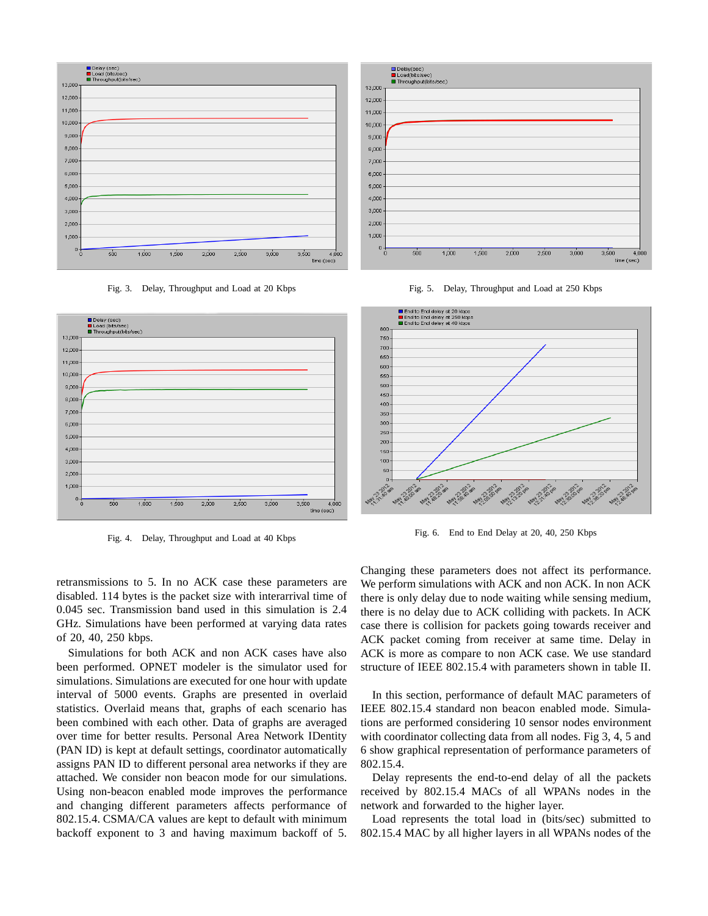Fig. 3. Delay, Throughput and Load at 20 Kbps

Fig. 5. Delay, Throughput and Load at 250 Kbps

Fig. 4. Delay, Throughput and Load at 40 Kbps

Fig. 6. End to End Delay at 20, 40, 250 Kbps

retransmissions to 5. In no ACK case these parameters are disabled. 114 bytes is the packet size with interarrival time of 0.045 sec. Transmission band used in this simulation is 2.4 GHz. Simulations have been performed at varying data rates of 20, 40, 250 kbps.

Simulations for both ACK and non ACK cases have also been performed. OPNET modeler is the simulator used for simulations. Simulations are executed for one hour with update interval of 5000 events. Graphs are presented in overlaid statistics. Overlaid means that, graphs of each scenario has been combined with each other. Data of graphs are averaged over time for better results. Personal Area Network IDentity (PAN ID) is kept at default settings, coordinator automatically assigns PAN ID to different personal area networks if they are attached. We consider non beacon mode for our simulations. Using non-beacon enabled mode improves the performance and changing different parameters affects performance of 802.15.4. CSMA/CA values are kept to default with minimum backoff exponent to 3 and having maximum backoff of 5. Changing these parameters does not affect its performance. We perform simulations with ACK and non ACK. In non ACK there is only delay due to node waiting while sensing medium, there is no delay due to ACK colliding with packets. In ACK case there is collision for packets going towards receiver and ACK packet coming from receiver at same time. Delay in ACK is more as compare to non ACK case. We use standard structure of IEEE 802.15.4 with parameters shown in table II.

In this section, performance of default MAC parameters of IEEE 802.15.4 standard non beacon enabled mode. Simulations are performed considering 10 sensor nodes environment with coordinator collecting data from all nodes. Fig 3, 4, 5 and 6 show graphical representation of performance parameters of 802.15.4.

Delay represents the end-to-end delay of all the packets received by 802.15.4 MACs of all WPANs nodes in the network and forwarded to the higher layer.

Load represents the total load in (bits/sec) submitted to 802.15.4 MAC by all higher layers in all WPANs nodes of the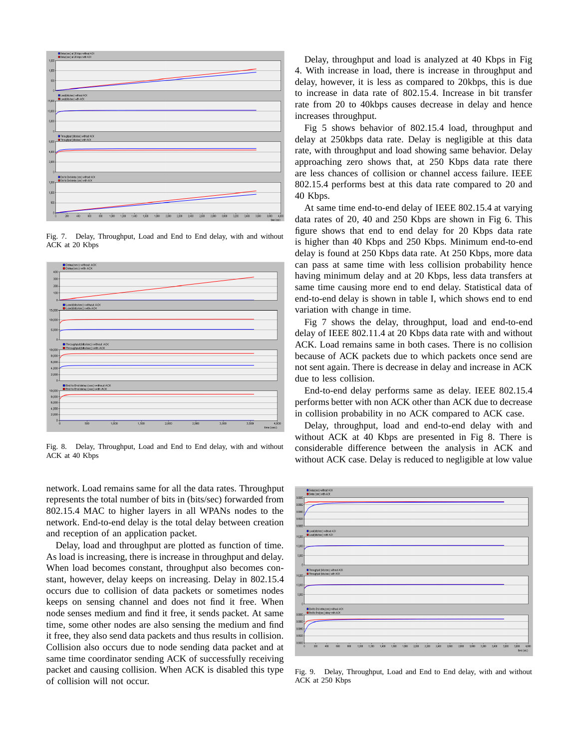Fig. 7. Delay, Throughput, Load and End to End delay, with and without ACK at 20 Kbps

Fig. 8. Delay, Throughput, Load and End to End delay, with and without ACK at 40 Kbps

network. Load remains same for all the data rates. Throughput represents the total number of bits in (bits/sec) forwarded from 802.15.4 MAC to higher layers in all WPANs nodes to the network. End-to-end delay is the total delay between creation and reception of an application packet.

Delay, load and throughput are plotted as function of time. As load is increasing, there is increase in throughput and delay. When load becomes constant, throughput also becomes constant, however, delay keeps on increasing. Delay in 802.15.4 occurs due to collision of data packets or sometimes nodes keeps on sensing channel and does not find it free. When node senses medium and find it free, it sends packet. At same time, some other nodes are also sensing the medium and find it free, they also send data packets and thus results in collision. Collision also occurs due to node sending data packet and at same time coordinator sending ACK of successfully receiving packet and causing collision. When ACK is disabled this type of collision will not occur.

Delay, throughput and load is analyzed at 40 Kbps in Fig 4. With increase in load, there is increase in throughput and delay, however, it is less as compared to 20kbps, this is due to increase in data rate of 802.15.4. Increase in bit transfer rate from 20 to 40kbps causes decrease in delay and hence increases throughput.

Fig 5 shows behavior of 802.15.4 load, throughput and delay at 250kbps data rate. Delay is negligible at this data rate, with throughput and load showing same behavior. Delay approaching zero shows that, at 250 Kbps data rate there are less chances of collision or channel access failure. IEEE 802.15.4 performs best at this data rate compared to 20 and 40 Kbps.

At same time end-to-end delay of IEEE 802.15.4 at varying data rates of 20, 40 and 250 Kbps are shown in Fig 6. This figure shows that end to end delay for 20 Kbps data rate is higher than 40 Kbps and 250 Kbps. Minimum end-to-end delay is found at 250 Kbps data rate. At 250 Kbps, more data can pass at same time with less collision probability hence having minimum delay and at 20 Kbps, less data transfers at same time causing more end to end delay. Statistical data of end-to-end delay is shown in table I, which shows end to end variation with change in time.

Fig 7 shows the delay, throughput, load and end-to-end delay of IEEE 802.11.4 at 20 Kbps data rate with and without ACK. Load remains same in both cases. There is no collision because of ACK packets due to which packets once send are not sent again. There is decrease in delay and increase in ACK due to less collision.

End-to-end delay performs same as delay. IEEE 802.15.4 performs better with non ACK other than ACK due to decrease in collision probability in no ACK compared to ACK case.

Delay, throughput, load and end-to-end delay with and without ACK at 40 Kbps are presented in Fig 8. There is considerable difference between the analysis in ACK and without ACK case. Delay is reduced to negligible at low value

Fig. 9. Delay, Throughput, Load and End to End delay, with and without ACK at 250 Kbps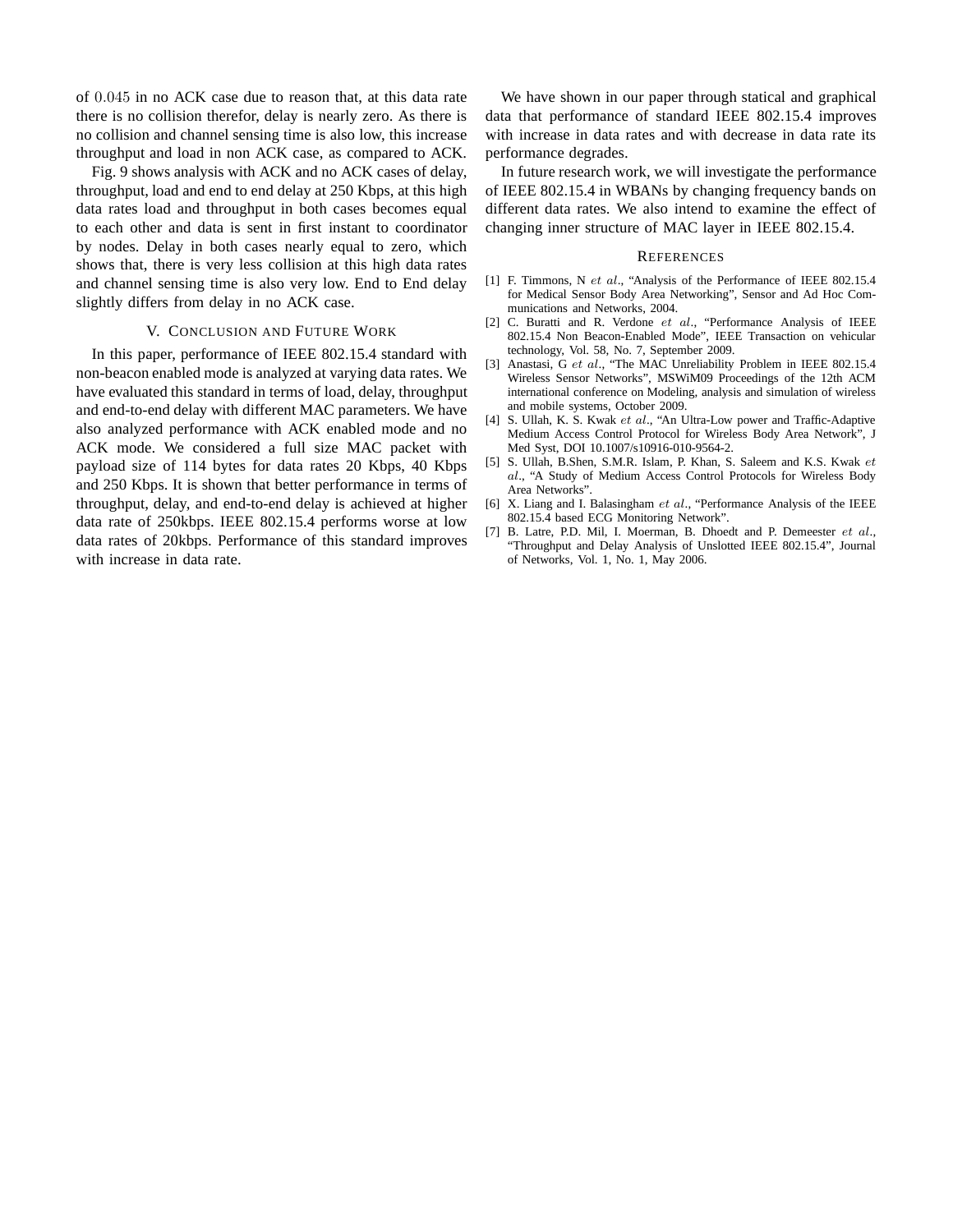of $0.045$ in no ACK case due to reason that, at this data rate there is no collision therefor, delay is nearly zero. As there is no collision and channel sensing time is also low, this increase throughput and load in non ACK case, as compared to ACK.

Fig. 9 shows analysis with ACK and no ACK cases of delay, throughput, load and end to end delay at 250 Kbps, at this high data rates load and throughput in both cases becomes equal to each other and data is sent in first instant to coordinator by nodes. Delay in both cases nearly equal to zero, which shows that, there is very less collision at this high data rates and channel sensing time is also very low. End to End delay slightly differs from delay in no ACK case.

## V. Conclusion and Future Work

In this paper, performance of IEEE 802.15.4 standard with non-beacon enabled mode is analyzed at varying data rates. We have evaluated this standard in terms of load, delay, throughput and end-to-end delay with different MAC parameters. We have also analyzed performance with ACK enabled mode and no ACK mode. We considered a full size MAC packet with payload size of 114 bytes for data rates 20 Kbps, 40 Kbps and 250 Kbps. It is shown that better performance in terms of throughput, delay, and end-to-end delay is achieved at higher data rate of 250kbps. IEEE 802.15.4 performs worse at low data rates of 20kbps. Performance of this standard improves with increase in data rate.

We have shown in our paper through statical and graphical data that performance of standard IEEE 802.15.4 improves with increase in data rates and with decrease in data rate its performance degrades.

In future research work, we will investigate the performance of IEEE 802.15.4 in WBANs by changing frequency bands on different data rates. We also intend to examine the effect of changing inner structure of MAC layer in IEEE 802.15.4.

## References

[1] F. Timmons, N *et al.*, "Analysis of the Performance of IEEE 802.15.4 for Medical Sensor Body Area Networking", Sensor and Ad Hoc Communications and Networks, 2004.

[2] C. Buratti and R. Verdone *et al.*, "Performance Analysis of IEEE 802.15.4 Non Beacon-Enabled Mode", IEEE Transaction on vehicular technology, Vol. 58, No. 7, September 2009.

[3] Anastasi, G *et al.*, "The MAC Unreliability Problem in IEEE 802.15.4 Wireless Sensor Networks", MSWiM09 Proceedings of the 12th ACM international conference on Modeling, analysis and simulation of wireless and mobile systems, October 2009.

[4] S. Ullah, K. S. Kwak *et al.*, "An Ultra-Low power and Traffic-Adaptive Medium Access Control Protocol for Wireless Body Area Network", J Med Syst, DOI 10.1007/s10916-010-9564-2.

[5] S. Ullah, B.Shen, S.M.R. Islam, P. Khan, S. Saleem and K.S. Kwak *et al.*, "A Study of Medium Access Control Protocols for Wireless Body Area Networks".

[6] X. Liang and I. Balasingham *et al.*, "Performance Analysis of the IEEE 802.15.4 based ECG Monitoring Network".

[7] B. Latre, P.D. Mil, I. Moerman, B. Dhoedt and P. Demeester *et al.*, "Throughput and Delay Analysis of Unslotted IEEE 802.15.4", Journal of Networks, Vol. 1, No. 1, May 2006.